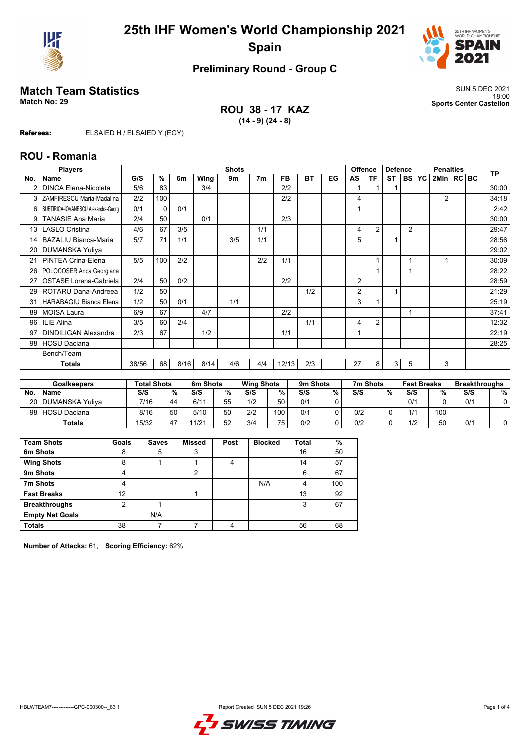# 25th IHF Women's World Championship 2021
## Spain

### Preliminary Round - Group C

## Match Team Statistics

**Match No: 29**

SUN 5 DEC 2021
18:00
**Sports Center Castellon**

**ROU 38 - 17 KAZ**
**(14 - 9) (24 - 8)**

**Referees:** ELSAIED H / ELSAIED Y (EGY)

## ROU - Romania

| Players | | Shots | | | | | | | | | Offence | | Defence | | | Penalties | | | TP |
|---|---|---|---|---|---|---|---|---|---|---|---|---|---|---|---|---|---|---|---|
| No. | Name | G/S | % | 6m | Wing | 9m | 7m | FB | BT | EG | AS | TF | ST | BS | YC | 2Min | RC | BC | |
| 2 | DINCA Elena-Nicoleta | 5/6 | 83 | | 3/4 | | | 2/2 | | | 1 | 1 | 1 | | | | | | 30:00 |
| 3 | ZAMFIRESCU Maria-Madalina | 2/2 | 100 | | | | | 2/2 | | | 4 | | | | | 2 | | | 34:18 |
| 6 | SUBTIRICA-IOVANESCU Alexandra-Georg | 0/1 | 0 | 0/1 | | | | | | | 1 | | | | | | | | 2:42 |
| 9 | TANASIE Ana Maria | 2/4 | 50 | | 0/1 | | | 2/3 | | | | | | | | | | | 30:00 |
| 13 | LASLO Cristina | 4/6 | 67 | 3/5 | | | 1/1 | | | | 4 | 2 | | 2 | | | | | 29:47 |
| 14 | BAZALIU Bianca-Maria | 5/7 | 71 | 1/1 | | 3/5 | 1/1 | | | | 5 | | 1 | | | | | | 28:56 |
| 20 | DUMANSKA Yuliya | | | | | | | | | | | | | | | | | | 29:02 |
| 21 | PINTEA Crina-Elena | 5/5 | 100 | 2/2 | | | 2/2 | 1/1 | | | | 1 | | 1 | | 1 | | | 30:09 |
| 26 | POLOCOSER Anca Georgiana | | | | | | | | | | | 1 | | 1 | | | | | 28:22 |
| 27 | OSTASE Lorena-Gabriela | 2/4 | 50 | 0/2 | | | | 2/2 | | | 2 | | | | | | | | 28:59 |
| 29 | ROTARU Dana-Andreea | 1/2 | 50 | | | | | | 1/2 | | 2 | | 1 | | | | | | 21:29 |
| 31 | HARABAGIU Bianca Elena | 1/2 | 50 | 0/1 | | 1/1 | | | | | 3 | 1 | | | | | | | 25:19 |
| 89 | MOISA Laura | 6/9 | 67 | | 4/7 | | | 2/2 | | | | | | 1 | | | | | 37:41 |
| 96 | ILIE Alina | 3/5 | 60 | 2/4 | | | | | 1/1 | | 4 | 2 | | | | | | | 12:32 |
| 97 | DINDILIGAN Alexandra | 2/3 | 67 | | 1/2 | | | 1/1 | | | 1 | | | | | | | | 22:19 |
| 98 | HOSU Daciana | | | | | | | | | | | | | | | | | | 28:25 |
| | Bench/Team | | | | | | | | | | | | | | | | | | |
| | **Totals** | 38/56 | 68 | 8/16 | 8/14 | 4/6 | 4/4 | 12/13 | 2/3 | | 27 | 8 | 3 | 5 | | 3 | | | |

| Goalkeepers | | Total Shots | | 6m Shots | | Wing Shots | | 9m Shots | | 7m Shots | | Fast Breaks | | Breakthroughs | |
|---|---|---|---|---|---|---|---|---|---|---|---|---|---|---|---|
| No. | Name | S/S | % | S/S | % | S/S | % | S/S | % | S/S | % | S/S | % | S/S | % |
| 20 | DUMANSKA Yuliya | 7/16 | 44 | 6/11 | 55 | 1/2 | 50 | 0/1 | 0 | | | 0/1 | 0 | 0/1 | 0 |
| 98 | HOSU Daciana | 8/16 | 50 | 5/10 | 50 | 2/2 | 100 | 0/1 | 0 | 0/2 | 0 | 1/1 | 100 | | |
| | **Totals** | 15/32 | 47 | 11/21 | 52 | 3/4 | 75 | 0/2 | 0 | 0/2 | 0 | 1/2 | 50 | 0/1 | 0 |

| Team Shots | Goals | Saves | Missed | Post | Blocked | Total | % |
|---|---|---|---|---|---|---|---|
| **6m Shots** | 8 | 5 | 3 | | | 16 | 50 |
| **Wing Shots** | 8 | 1 | 1 | 4 | | 14 | 57 |
| **9m Shots** | 4 | | 2 | | | 6 | 67 |
| **7m Shots** | 4 | | | | N/A | 4 | 100 |
| **Fast Breaks** | 12 | | 1 | | | 13 | 92 |
| **Breakthroughs** | 2 | 1 | | | | 3 | 67 |
| **Empty Net Goals** | | N/A | | | | | |
| **Totals** | 38 | 7 | 7 | 4 | | 56 | 68 |

**Number of Attacks:** 61, **Scoring Efficiency:** 62%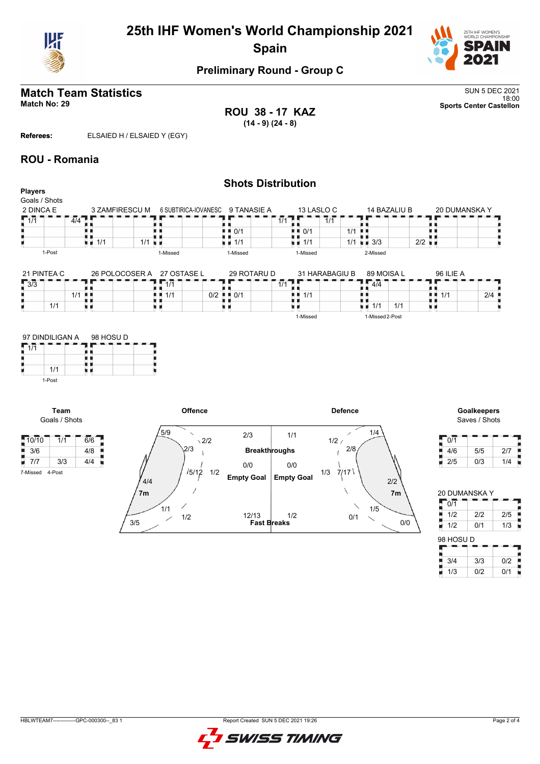# 25th IHF Women's World Championship 2021

## Spain

### Preliminary Round - Group C

## Match Team Statistics

**Match No: 29**

SUN 5 DEC 2021
18:00
**Sports Center Castellon**

**ROU 38 - 17 KAZ**
**(14 - 9) (24 - 8)**

**Referees:** ELSAIED H / ELSAIED Y (EGY)

## ROU - Romania

### Shots Distribution

**Players**
Goals / Shots

**2 DINCA E**

| 1/1 | | 4/4 |
|---|---|---|
| | | |
| | | |

1-Post

**3 ZAMFIRESCU M**

| | | |
|---|---|---|
| | | |
| 1/1 | | 1/1 |

**6 SUBTIRICA-IOVANESC**

| | | |
|---|---|---|
| | | |
| | | |

1-Missed

**9 TANASIE A**

| | | 1/1 |
|---|---|---|
| 0/1 | | |
| 1/1 | | |

1-Missed

**13 LASLO C**

| | 1/1 | |
|---|---|---|
| 0/1 | | 1/1 |
| 1/1 | | 1/1 |

1-Missed

**14 BAZALIU B**

| | | |
|---|---|---|
| | | |
| 3/3 | | 2/2 |

2-Missed

**20 DUMANSKA Y**

| | | |
|---|---|---|
| | | |
| | | |

**21 PINTEA C**

| 3/3 | | |
|---|---|---|
| | | 1/1 |
| | 1/1 | |

**26 POLOCOSER A**

| | | |
|---|---|---|
| | | |
| | | |

**27 OSTASE L**

| 1/1 | | |
|---|---|---|
| 1/1 | | 0/2 |
| | | |

**29 ROTARU D**

| | | 1/1 |
|---|---|---|
| 0/1 | | |
| | | |

**31 HARABAGIU B**

| | | |
|---|---|---|
| 1/1 | | |
| | | |

1-Missed

**89 MOISA L**

| 4/4 | | |
|---|---|---|
| | | |
| 1/1 | 1/1 | |

1-Missed 2-Post

**96 ILIE A**

| | | |
|---|---|---|
| 1/1 | | 2/4 |
| | | |

**97 DINDILIGAN A**

| 1/1 | | |
|---|---|---|
| | | |
| | 1/1 | |

1-Post

**98 HOSU D**

| | | |
|---|---|---|
| | | |
| | | |

**Team**
Goals / Shots

| 10/10 | 1/1 | 6/6 |
|---|---|---|
| 3/6 | | 4/8 |
| 7/7 | 3/3 | 4/4 |

7-Missed 4-Post

**Offence**

| Area | Goals / Shots |
|---|---|
| Left wing | 5/9 |
| Left 9m (upper) | 2/2 |
| Left 6m | 2/3 |
| Centre 6m | 5/12 |
| 7m | 1/2 |
| Left wing (lower) | 4/4 |
| Left back (lower) | 1/1 |
| Left 9m (lower) | 1/2 |
| Left corner | 3/5 |
| Breakthroughs | 2/3 |
| Empty Goal | 0/0 |
| Fast Breaks | 12/13 |

**Defence**

| Area | Goals / Shots |
|---|---|
| Breakthroughs | 1/1 |
| Empty Goal | 0/0 |
| Fast Breaks | 1/2 |
| Right 9m (upper) | 1/2 |
| Right wing | 1/4 |
| Right 6m | 2/8 |
| 7m | 1/3 |
| Centre 6m | 7/17 |
| Right wing (lower) | 2/2 |
| Right back (lower) | 1/5 |
| Right 9m (lower) | 0/1 |
| Right corner | 0/0 |

**Goalkeepers**
Saves / Shots

| 0/1 | | |
|---|---|---|
| 4/6 | 5/5 | 2/7 |
| 2/5 | 0/3 | 1/4 |

**20 DUMANSKA Y**

| 0/1 | | |
|---|---|---|
| 1/2 | 2/2 | 2/5 |
| 1/2 | 0/1 | 1/3 |

**98 HOSU D**

| | | |
|---|---|---|
| 3/4 | 3/3 | 0/2 |
| 1/3 | 0/2 | 0/1 |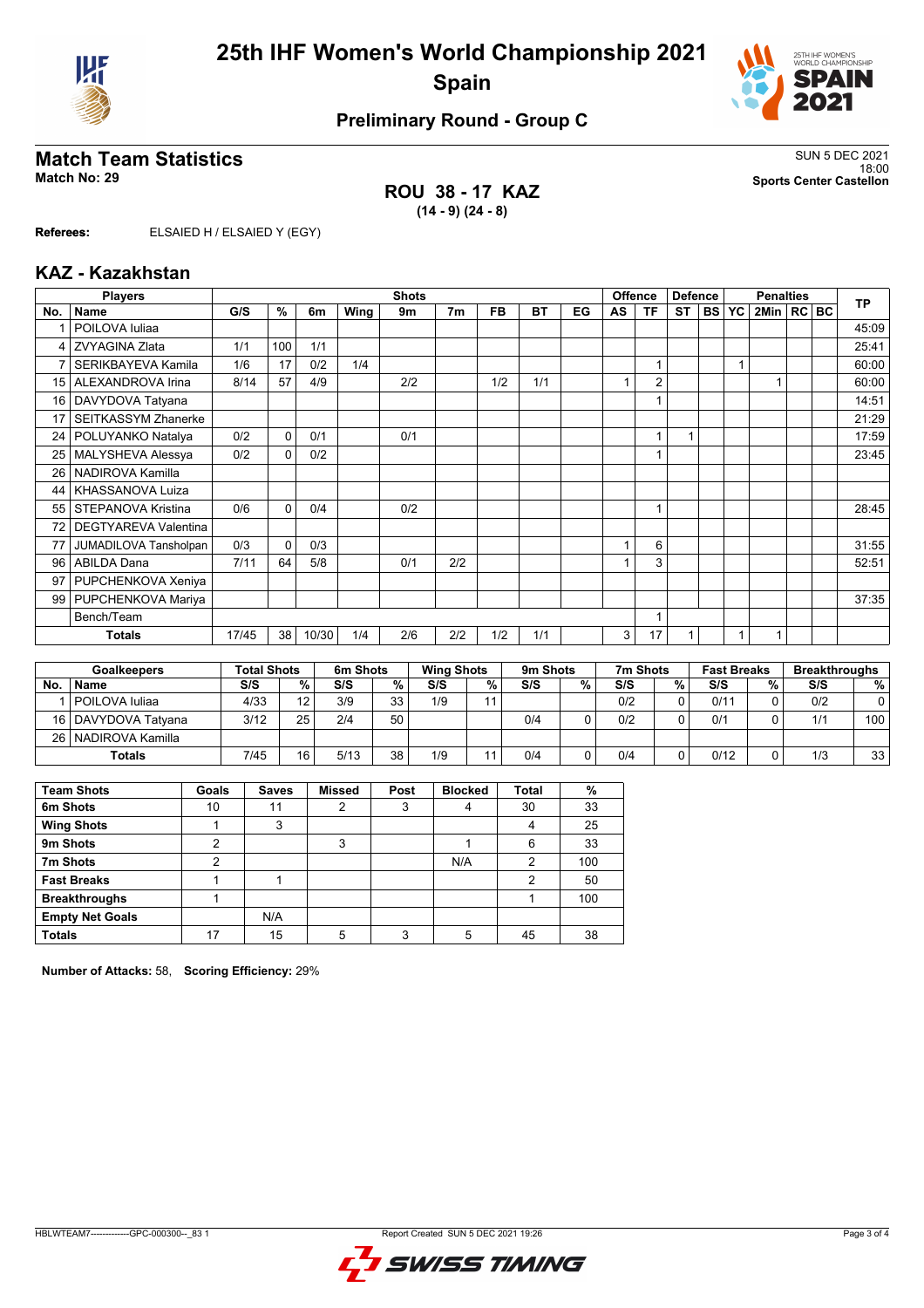# 25th IHF Women's World Championship 2021
## Spain

### Preliminary Round - Group C

## Match Team Statistics

**Match No: 29**

SUN 5 DEC 2021
18:00
**Sports Center Castellon**

**ROU 38 - 17 KAZ**
**(14 - 9) (24 - 8)**

**Referees:** ELSAIED H / ELSAIED Y (EGY)

## KAZ - Kazakhstan

| No. | Name | G/S | % | 6m | Wing | 9m | 7m | FB | BT | EG | AS | TF | ST | BS | YC | 2Min | RC | BC | TP |
|---|---|---|---|---|---|---|---|---|---|---|---|---|---|---|---|---|---|---|---|
| 1 | POILOVA Iuliaa | | | | | | | | | | | | | | | | | | 45:09 |
| 4 | ZVYAGINA Zlata | 1/1 | 100 | 1/1 | | | | | | | | | | | | | | | 25:41 |
| 7 | SERIKBAYEVA Kamila | 1/6 | 17 | 0/2 | 1/4 | | | | | | | 1 | | | 1 | | | | 60:00 |
| 15 | ALEXANDROVA Irina | 8/14 | 57 | 4/9 | | 2/2 | | 1/2 | 1/1 | | 1 | 2 | | | | 1 | | | 60:00 |
| 16 | DAVYDOVA Tatyana | | | | | | | | | | | 1 | | | | | | | 14:51 |
| 17 | SEITKASSYM Zhanerke | | | | | | | | | | | | | | | | | | 21:29 |
| 24 | POLUYANKO Natalya | 0/2 | 0 | 0/1 | | 0/1 | | | | | | 1 | 1 | | | | | | 17:59 |
| 25 | MALYSHEVA Alessya | 0/2 | 0 | 0/2 | | | | | | | | 1 | | | | | | | 23:45 |
| 26 | NADIROVA Kamilla | | | | | | | | | | | | | | | | | | |
| 44 | KHASSANOVA Luiza | | | | | | | | | | | | | | | | | | |
| 55 | STEPANOVA Kristina | 0/6 | 0 | 0/4 | | 0/2 | | | | | | 1 | | | | | | | 28:45 |
| 72 | DEGTYAREVA Valentina | | | | | | | | | | | | | | | | | | |
| 77 | JUMADILOVA Tansholpan | 0/3 | 0 | 0/3 | | | | | | | 1 | 6 | | | | | | | 31:55 |
| 96 | ABILDA Dana | 7/11 | 64 | 5/8 | | 0/1 | 2/2 | | | | 1 | 3 | | | | | | | 52:51 |
| 97 | PUPCHENKOVA Xeniya | | | | | | | | | | | | | | | | | | |
| 99 | PUPCHENKOVA Mariya | | | | | | | | | | | | | | | | | | 37:35 |
| | Bench/Team | | | | | | | | | | | 1 | | | | | | | |
| | **Totals** | 17/45 | 38 | 10/30 | 1/4 | 2/6 | 2/2 | 1/2 | 1/1 | | 3 | 17 | 1 | | 1 | 1 | | | |

| No. | Goalkeepers | Total Shots S/S | % | 6m Shots S/S | % | Wing Shots S/S | % | 9m Shots S/S | % | 7m Shots S/S | % | Fast Breaks S/S | % | Breakthroughs S/S | % |
|---|---|---|---|---|---|---|---|---|---|---|---|---|---|---|---|
| 1 | POILOVA Iuliaa | 4/33 | 12 | 3/9 | 33 | 1/9 | 11 | | | 0/2 | 0 | 0/11 | 0 | 0/2 | 0 |
| 16 | DAVYDOVA Tatyana | 3/12 | 25 | 2/4 | 50 | | | 0/4 | 0 | 0/2 | 0 | 0/1 | 0 | 1/1 | 100 |
| 26 | NADIROVA Kamilla | | | | | | | | | | | | | | |
| | **Totals** | 7/45 | 16 | 5/13 | 38 | 1/9 | 11 | 0/4 | 0 | 0/4 | 0 | 0/12 | 0 | 1/3 | 33 |

| Team Shots | Goals | Saves | Missed | Post | Blocked | Total | % |
|---|---|---|---|---|---|---|---|
| 6m Shots | 10 | 11 | 2 | 3 | 4 | 30 | 33 |
| Wing Shots | 1 | 3 | | | | 4 | 25 |
| 9m Shots | 2 | | 3 | | 1 | 6 | 33 |
| 7m Shots | 2 | | | | N/A | 2 | 100 |
| Fast Breaks | 1 | 1 | | | | 2 | 50 |
| Breakthroughs | 1 | | | | | 1 | 100 |
| Empty Net Goals | | N/A | | | | | |
| **Totals** | 17 | 15 | 5 | 3 | 5 | 45 | 38 |

**Number of Attacks:** 58, **Scoring Efficiency:** 29%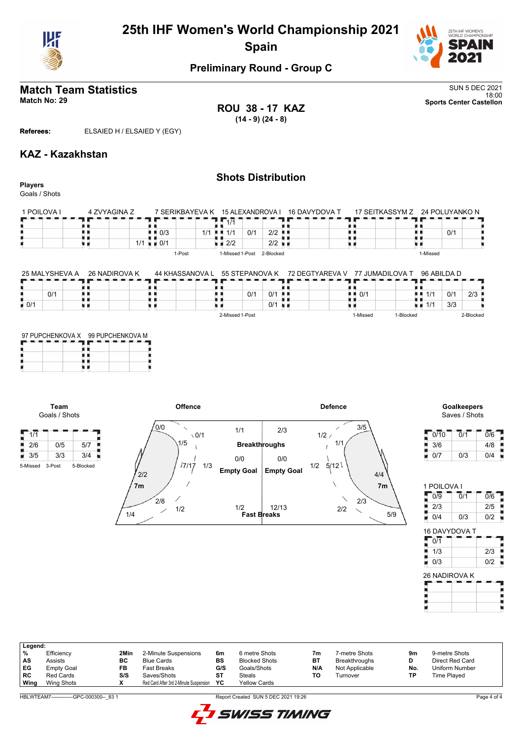# 25th IHF Women's World Championship 2021
## Spain

### Preliminary Round - Group C

## Match Team Statistics

**Match No: 29**

SUN 5 DEC 2021
18:00
**Sports Center Castellon**

**ROU 38 - 17 KAZ**
**(14 - 9) (24 - 8)**

**Referees:** ELSAIED H / ELSAIED Y (EGY)

## KAZ - Kazakhstan

### Shots Distribution

**Players**
Goals / Shots

1 POILOVA I

4 ZVYAGINA Z
1/1

7 SERIKBAYEVA K
0/3 | 1/1
0/1
1-Post

15 ALEXANDROVA I
1/1
1/1 | 0/1 | 2/2
2/2 | | 2/2
1-Missed 1-Post 2-Blocked

16 DAVYDOVA T

17 SEITKASSYM Z

24 POLUYANKO N
0/1
1-Missed

25 MALYSHEVA A
0/1
0/1

26 NADIROVA K

44 KHASSANOVA L

55 STEPANOVA K
0/1 | 0/1
0/1
2-Missed 1-Post

72 DEGTYAREVA V

77 JUMADILOVA T
0/1
1-Missed 1-Blocked

96 ABILDA D
1/1 | 0/1 | 2/3
1/1 | 3/3
2-Blocked

97 PUPCHENKOVA X

99 PUPCHENKOVA M

**Team**
Goals / Shots

| | | |
|---|---|---|
| 1/1 | | |
| 2/6 | 0/5 | 5/7 |
| 3/5 | 3/3 | 3/4 |

5-Missed 3-Post 5-Blocked

**Offence**

0/0
0/1
1/5
7/17
1/3
2/2
7m
2/8
1/2
1/4

1/1 | 2/3
Breakthroughs
0/0 | 0/0
Empty Goal | Empty Goal
1/2 | 12/13
Fast Breaks

**Defence**

3/5
1/2
1/1
1/2
5/12
4/4
7m
2/3
2/2
5/9

**Goalkeepers**
Saves / Shots

| | | |
|---|---|---|
| 0/10 | 0/1 | 0/6 |
| 3/6 | | 4/8 |
| 0/7 | 0/3 | 0/4 |

1 POILOVA I

| | | |
|---|---|---|
| 0/9 | 0/1 | 0/6 |
| 2/3 | | 2/5 |
| 0/4 | 0/3 | 0/2 |

16 DAVYDOVA T

| | | |
|---|---|---|
| 0/1 | | |
| 1/3 | | 2/3 |
| 0/3 | | 0/2 |

26 NADIROVA K

| | | |
|---|---|---|
| | | |
| | | |
| | | |

| Legend: | | | | | | | | | |
|---|---|---|---|---|---|---|---|---|---|
| % | Efficiency | 2Min | 2-Minute Suspensions | 6m | 6 metre Shots | 7m | 7-metre Shots | 9m | 9-metre Shots |
| AS | Assists | BC | Blue Cards | BS | Blocked Shots | BT | Breakthroughs | D | Direct Red Card |
| EG | Empty Goal | FB | Fast Breaks | G/S | Goals/Shots | N/A | Not Applicable | No. | Uniform Number |
| RC | Red Cards | S/S | Saves/Shots | ST | Steals | TO | Turnover | TP | Time Played |
| Wing | Wing Shots | X | Red Card After 3rd 2-Minute Suspension | YC | Yellow Cards | | | | |

HBLWTEAM7--------------GPC-000300--_83 1 Report Created SUN 5 DEC 2021 19:26